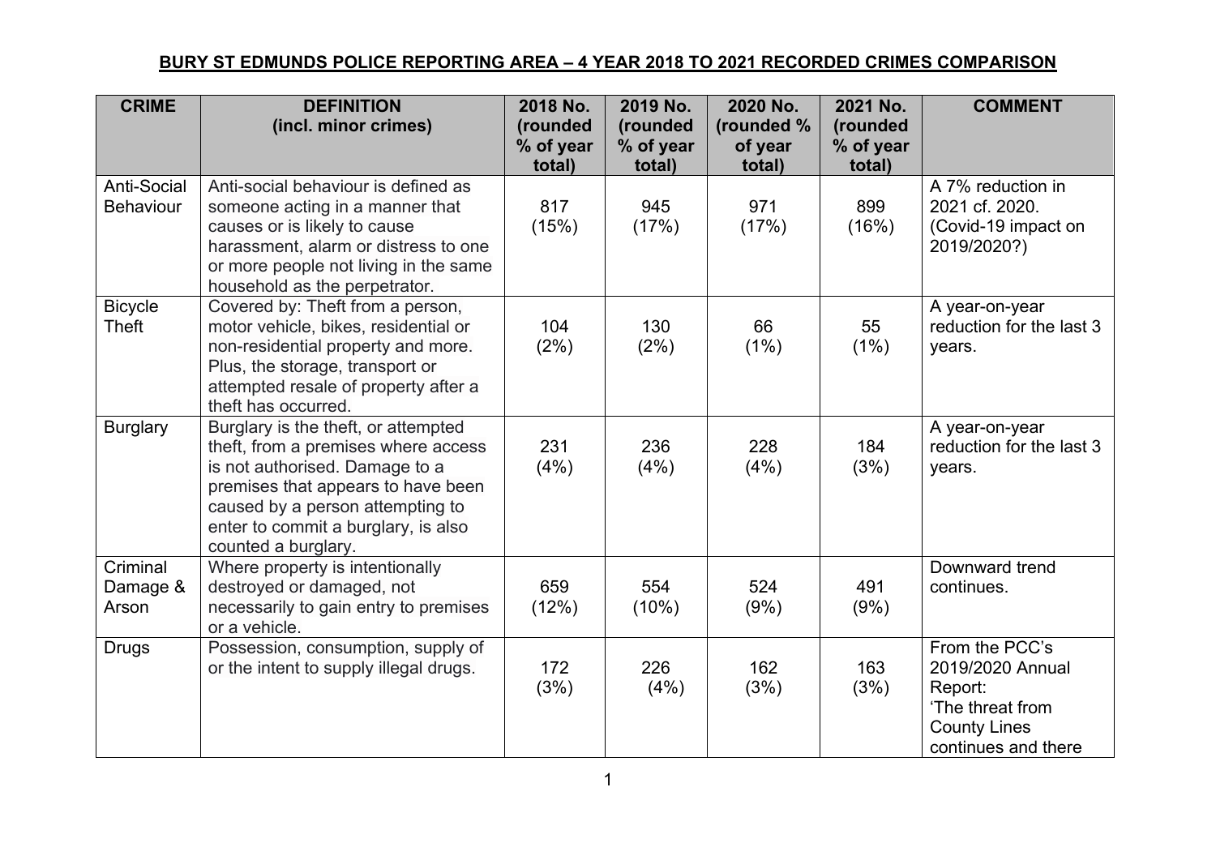**BURY ST EDMUNDS POLICE REPORTING AREA – 4 YEAR 2018 TO 2021 RECORDED CRIMES COMPARISON**

| CRIME | DEFINITION (incl. minor crimes) | 2018 No. (rounded % of year total) | 2019 No. (rounded % of year total) | 2020 No. (rounded % of year total) | 2021 No. (rounded % of year total) | COMMENT |
|---|---|---|---|---|---|---|
| Anti-Social Behaviour | Anti-social behaviour is defined as someone acting in a manner that causes or is likely to cause harassment, alarm or distress to one or more people not living in the same household as the perpetrator. | 817 (15%) | 945 (17%) | 971 (17%) | 899 (16%) | A 7% reduction in 2021 cf. 2020. (Covid-19 impact on 2019/2020?) |
| Bicycle Theft | Covered by: Theft from a person, motor vehicle, bikes, residential or non-residential property and more. Plus, the storage, transport or attempted resale of property after a theft has occurred. | 104 (2%) | 130 (2%) | 66 (1%) | 55 (1%) | A year-on-year reduction for the last 3 years. |
| Burglary | Burglary is the theft, or attempted theft, from a premises where access is not authorised. Damage to a premises that appears to have been caused by a person attempting to enter to commit a burglary, is also counted a burglary. | 231 (4%) | 236 (4%) | 228 (4%) | 184 (3%) | A year-on-year reduction for the last 3 years. |
| Criminal Damage & Arson | Where property is intentionally destroyed or damaged, not necessarily to gain entry to premises or a vehicle. | 659 (12%) | 554 (10%) | 524 (9%) | 491 (9%) | Downward trend continues. |
| Drugs | Possession, consumption, supply of or the intent to supply illegal drugs. | 172 (3%) | 226 (4%) | 162 (3%) | 163 (3%) | From the PCC's 2019/2020 Annual Report: 'The threat from County Lines continues and there |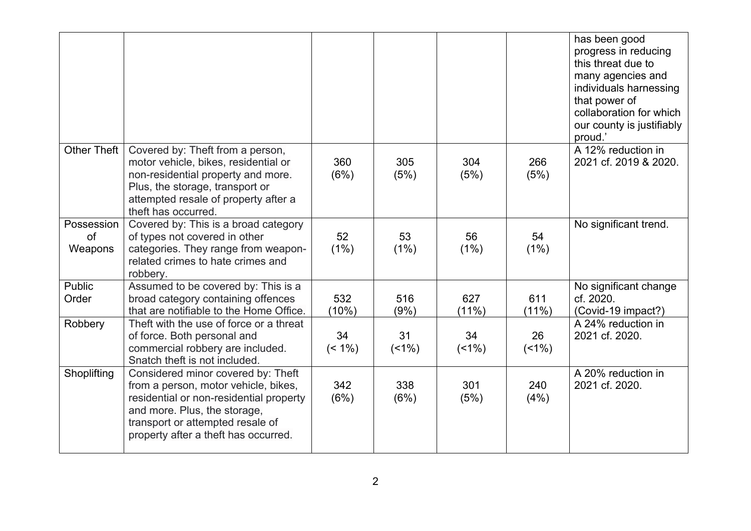| | | | | | | |
|---|---|---|---|---|---|---|
| | | | | | | has been good progress in reducing this threat due to many agencies and individuals harnessing that power of collaboration for which our county is justifiably proud.' |
| Other Theft | Covered by: Theft from a person, motor vehicle, bikes, residential or non-residential property and more. Plus, the storage, transport or attempted resale of property after a theft has occurred. | 360 (6%) | 305 (5%) | 304 (5%) | 266 (5%) | A 12% reduction in 2021 cf. 2019 & 2020. |
| Possession of Weapons | Covered by: This is a broad category of types not covered in other categories. They range from weapon-related crimes to hate crimes and robbery. | 52 (1%) | 53 (1%) | 56 (1%) | 54 (1%) | No significant trend. |
| Public Order | Assumed to be covered by: This is a broad category containing offences that are notifiable to the Home Office. | 532 (10%) | 516 (9%) | 627 (11%) | 611 (11%) | No significant change cf. 2020. (Covid-19 impact?) |
| Robbery | Theft with the use of force or a threat of force. Both personal and commercial robbery are included. Snatch theft is not included. | 34 (< 1%) | 31 (<1%) | 34 (<1%) | 26 (<1%) | A 24% reduction in 2021 cf. 2020. |
| Shoplifting | Considered minor covered by: Theft from a person, motor vehicle, bikes, residential or non-residential property and more. Plus, the storage, transport or attempted resale of property after a theft has occurred. | 342 (6%) | 338 (6%) | 301 (5%) | 240 (4%) | A 20% reduction in 2021 cf. 2020. |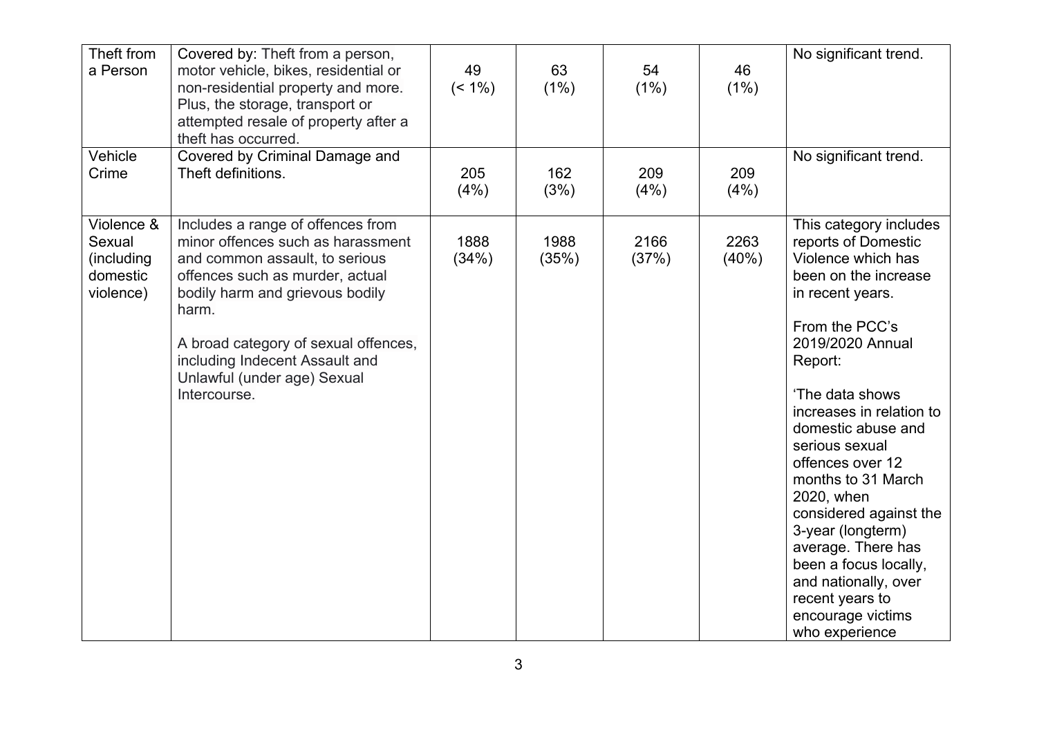| Theft from a Person | Covered by: Theft from a person, motor vehicle, bikes, residential or non-residential property and more. Plus, the storage, transport or attempted resale of property after a theft has occurred. | 49 (< 1%) | 63 (1%) | 54 (1%) | 46 (1%) | No significant trend. |
|---|---|---|---|---|---|---|
| Vehicle Crime | Covered by Criminal Damage and Theft definitions. | 205 (4%) | 162 (3%) | 209 (4%) | 209 (4%) | No significant trend. |
| Violence & Sexual (including domestic violence) | Includes a range of offences from minor offences such as harassment and common assault, to serious offences such as murder, actual bodily harm and grievous bodily harm.<br><br>A broad category of sexual offences, including Indecent Assault and Unlawful (under age) Sexual Intercourse. | 1888 (34%) | 1988 (35%) | 2166 (37%) | 2263 (40%) | This category includes reports of Domestic Violence which has been on the increase in recent years.<br><br>From the PCC's 2019/2020 Annual Report:<br><br>'The data shows increases in relation to domestic abuse and serious sexual offences over 12 months to 31 March 2020, when considered against the 3-year (longterm) average. There has been a focus locally, and nationally, over recent years to encourage victims who experience |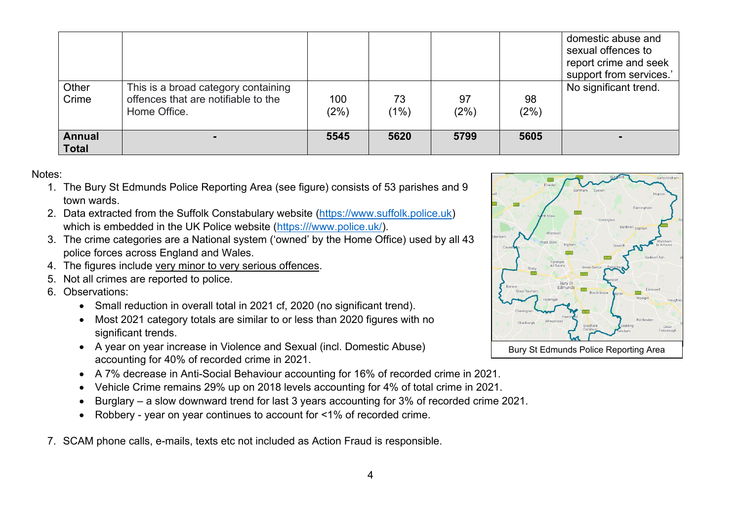| | | | | | | |
|---|---|---|---|---|---|---|
| | | | | | | domestic abuse and sexual offences to report crime and seek support from services.' |
| Other Crime | This is a broad category containing offences that are notifiable to the Home Office. | 100 (2%) | 73 (1%) | 97 (2%) | 98 (2%) | No significant trend. |
| **Annual Total** | **-** | **5545** | **5620** | **5799** | **5605** | **-** |

Notes:

1. The Bury St Edmunds Police Reporting Area (see figure) consists of 53 parishes and 9 town wards.
2. Data extracted from the Suffolk Constabulary website (https://www.suffolk.police.uk) which is embedded in the UK Police website (https:///www.police.uk/).
3. The crime categories are a National system ('owned' by the Home Office) used by all 43 police forces across England and Wales.
4. The figures include very minor to very serious offences.
5. Not all crimes are reported to police.
6. Observations:
   - Small reduction in overall total in 2021 cf, 2020 (no significant trend).
   - Most 2021 category totals are similar to or less than 2020 figures with no significant trends.
   - A year on year increase in Violence and Sexual (incl. Domestic Abuse) accounting for 40% of recorded crime in 2021.
   - A 7% decrease in Anti-Social Behaviour accounting for 16% of recorded crime in 2021.
   - Vehicle Crime remains 29% up on 2018 levels accounting for 4% of total crime in 2021.
   - Burglary – a slow downward trend for last 3 years accounting for 3% of recorded crime 2021.
   - Robbery - year on year continues to account for <1% of recorded crime.
7. SCAM phone calls, e-mails, texts etc not included as Action Fraud is responsible.

Bury St Edmunds Police Reporting Area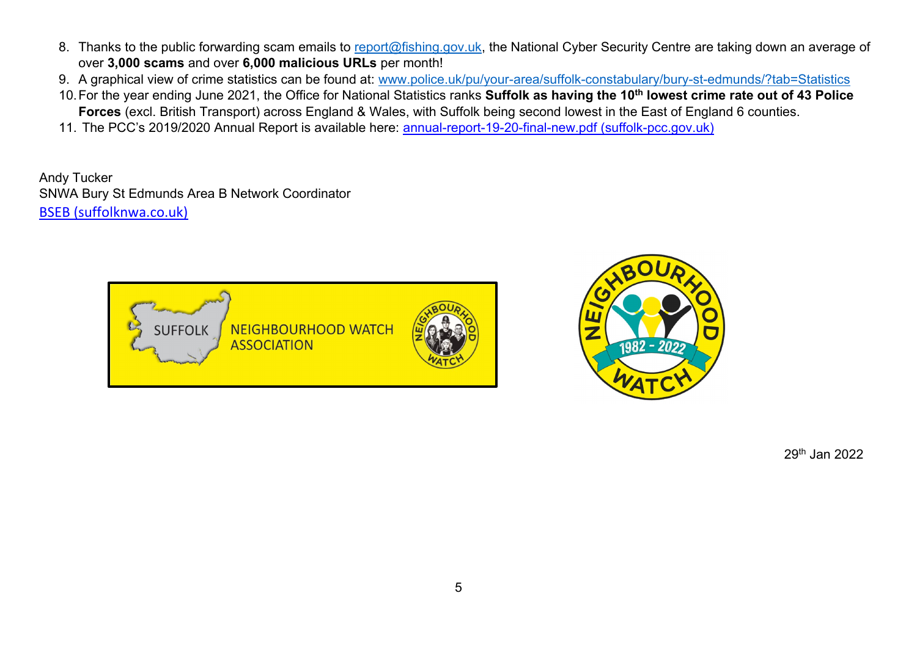8. Thanks to the public forwarding scam emails to report@fishing.gov.uk, the National Cyber Security Centre are taking down an average of over **3,000 scams** and over **6,000 malicious URLs** per month!
9. A graphical view of crime statistics can be found at: www.police.uk/pu/your-area/suffolk-constabulary/bury-st-edmunds/?tab=Statistics
10. For the year ending June 2021, the Office for National Statistics ranks **Suffolk as having the 10th lowest crime rate out of 43 Police Forces** (excl. British Transport) across England & Wales, with Suffolk being second lowest in the East of England 6 counties.
11. The PCC's 2019/2020 Annual Report is available here: annual-report-19-20-final-new.pdf (suffolk-pcc.gov.uk)

Andy Tucker
SNWA Bury St Edmunds Area B Network Coordinator
BSEB (suffolknwa.co.uk)

29th Jan 2022